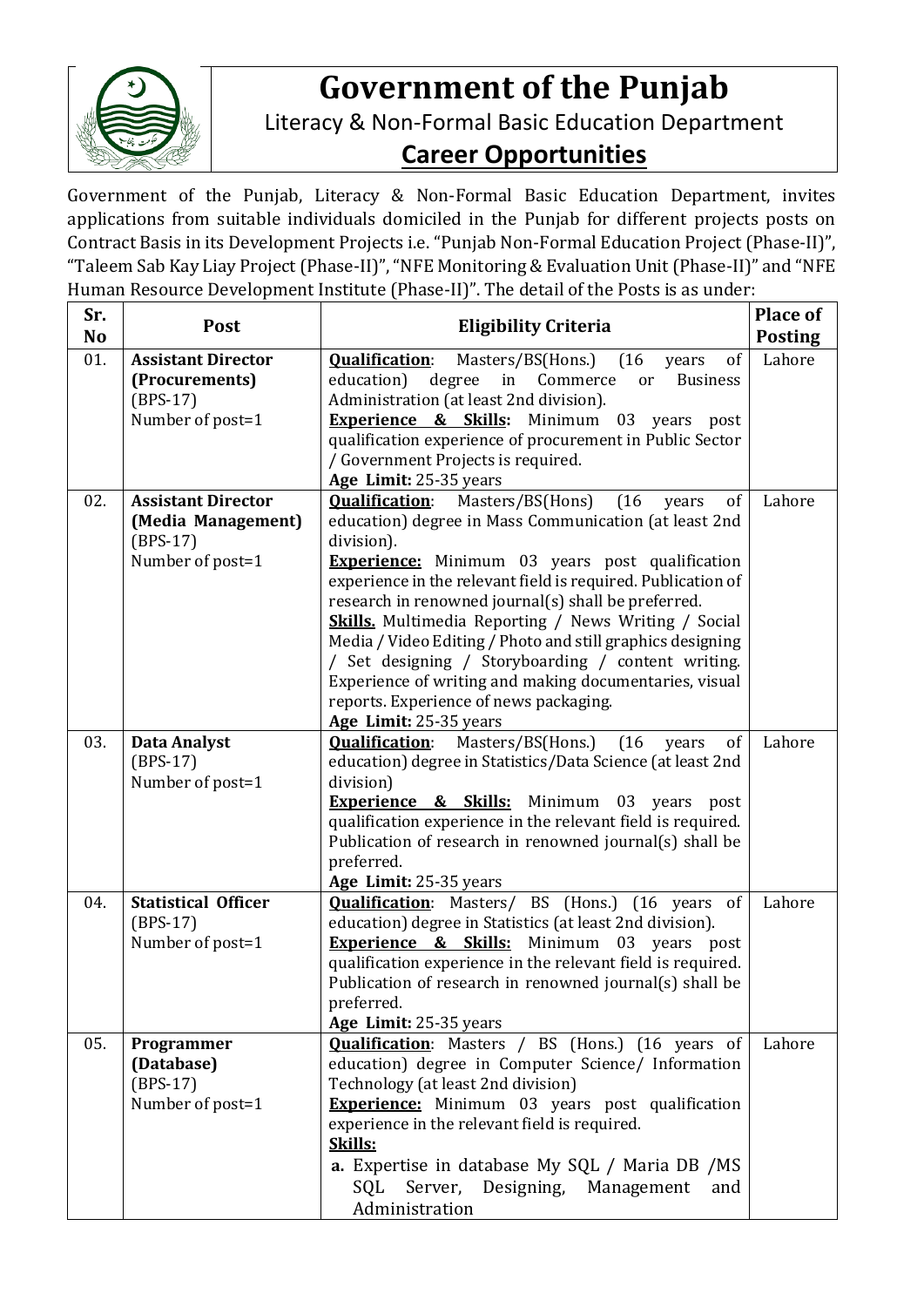# Government of the Punjab

## Literacy & Non-Formal Basic Education Department

## Career Opportunities

Government of the Punjab, Literacy & Non-Formal Basic Education Department, invites applications from suitable individuals domiciled in the Punjab for different projects posts on Contract Basis in its Development Projects i.e. "Punjab Non-Formal Education Project (Phase-II)", "Taleem Sab Kay Liay Project (Phase-II)", "NFE Monitoring & Evaluation Unit (Phase-II)" and "NFE Human Resource Development Institute (Phase-II)". The detail of the Posts is as under:

| Sr. No | Post | Eligibility Criteria | Place of Posting |
|---|---|---|---|
| 01. | **Assistant Director (Procurements)** (BPS-17) Number of post=1 | **Qualification**: Masters/BS(Hons.) (16 years of education) degree in Commerce or Business Administration (at least 2nd division).<br>**Experience & Skills:** Minimum 03 years post qualification experience of procurement in Public Sector / Government Projects is required.<br>**Age Limit:** 25-35 years | Lahore |
| 02. | **Assistant Director (Media Management)** (BPS-17) Number of post=1 | **Qualification**: Masters/BS(Hons) (16 years of education) degree in Mass Communication (at least 2nd division).<br>**Experience:** Minimum 03 years post qualification experience in the relevant field is required. Publication of research in renowned journal(s) shall be preferred.<br>**Skills.** Multimedia Reporting / News Writing / Social Media / Video Editing / Photo and still graphics designing / Set designing / Storyboarding / content writing. Experience of writing and making documentaries, visual reports. Experience of news packaging.<br>**Age Limit:** 25-35 years | Lahore |
| 03. | **Data Analyst** (BPS-17) Number of post=1 | **Qualification**: Masters/BS(Hons.) (16 years of education) degree in Statistics/Data Science (at least 2nd division)<br>**Experience & Skills:** Minimum 03 years post qualification experience in the relevant field is required. Publication of research in renowned journal(s) shall be preferred.<br>**Age Limit:** 25-35 years | Lahore |
| 04. | **Statistical Officer** (BPS-17) Number of post=1 | **Qualification**: Masters/ BS (Hons.) (16 years of education) degree in Statistics (at least 2nd division).<br>**Experience & Skills:** Minimum 03 years post qualification experience in the relevant field is required. Publication of research in renowned journal(s) shall be preferred.<br>**Age Limit:** 25-35 years | Lahore |
| 05. | **Programmer (Database)** (BPS-17) Number of post=1 | **Qualification**: Masters / BS (Hons.) (16 years of education) degree in Computer Science/ Information Technology (at least 2nd division)<br>**Experience:** Minimum 03 years post qualification experience in the relevant field is required.<br>**Skills:**<br>**a.** Expertise in database My SQL / Maria DB /MS SQL Server, Designing, Management and Administration | Lahore |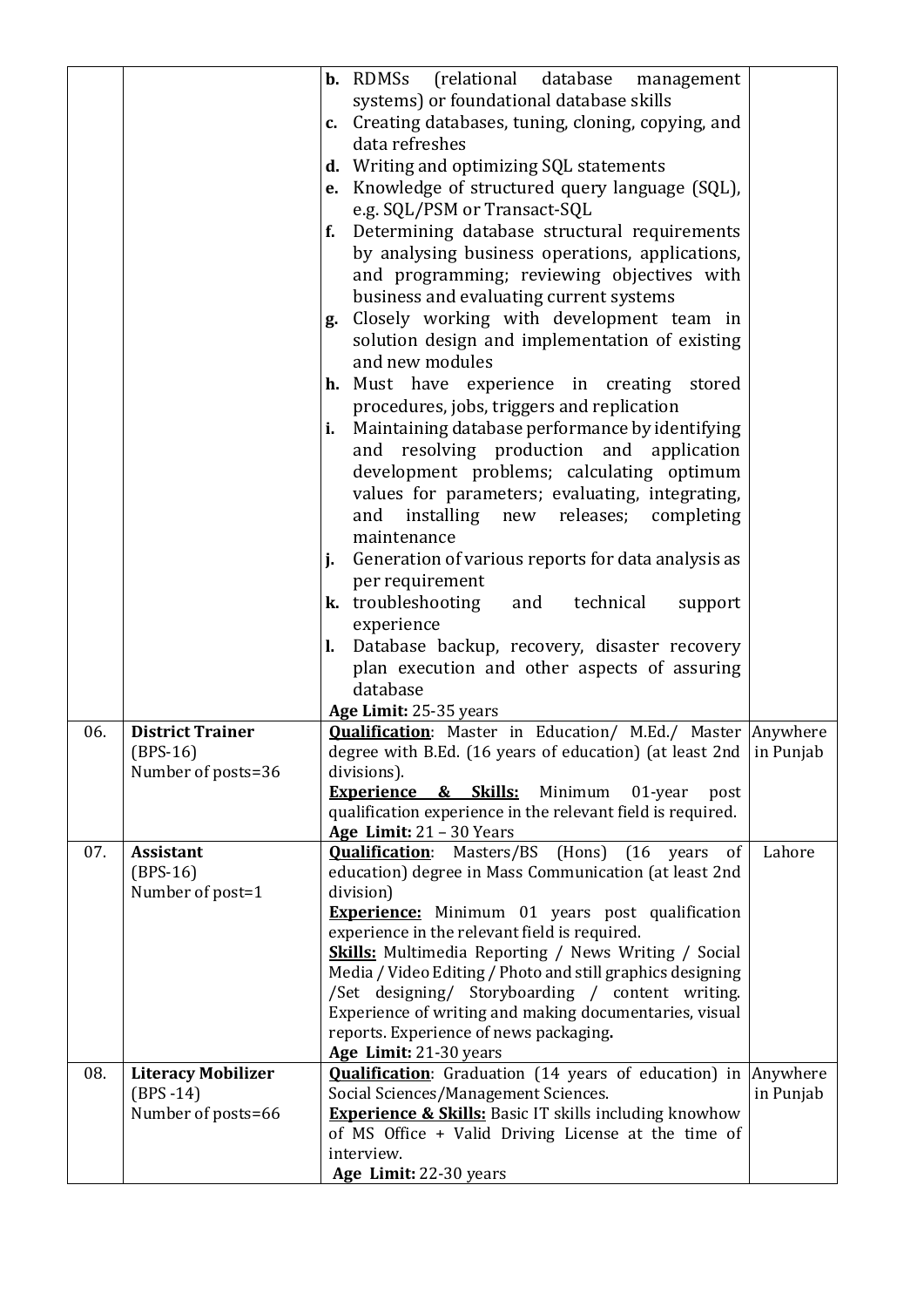| | | | |
|---|---|---|---|
| | | **b.** RDMSs (relational database management systems) or foundational database skills<br>**c.** Creating databases, tuning, cloning, copying, and data refreshes<br>**d.** Writing and optimizing SQL statements<br>**e.** Knowledge of structured query language (SQL), e.g. SQL/PSM or Transact-SQL<br>**f.** Determining database structural requirements by analysing business operations, applications, and programming; reviewing objectives with business and evaluating current systems<br>**g.** Closely working with development team in solution design and implementation of existing and new modules<br>**h.** Must have experience in creating stored procedures, jobs, triggers and replication<br>**i.** Maintaining database performance by identifying and resolving production and application development problems; calculating optimum values for parameters; evaluating, integrating, and installing new releases; completing maintenance<br>**j.** Generation of various reports for data analysis as per requirement<br>**k.** troubleshooting and technical support experience<br>**l.** Database backup, recovery, disaster recovery plan execution and other aspects of assuring database<br>**Age Limit:** 25-35 years | |
| 06. | **District Trainer**<br>(BPS-16)<br>Number of posts=36 | **Qualification**: Master in Education/ M.Ed./ Master degree with B.Ed. (16 years of education) (at least 2nd divisions).<br>**Experience & Skills:** Minimum 01-year post qualification experience in the relevant field is required.<br>**Age Limit:** 21 – 30 Years | Anywhere in Punjab |
| 07. | **Assistant**<br>(BPS-16)<br>Number of post=1 | **Qualification**: Masters/BS (Hons) (16 years of education) degree in Mass Communication (at least 2nd division)<br>**Experience:** Minimum 01 years post qualification experience in the relevant field is required.<br>**Skills:** Multimedia Reporting / News Writing / Social Media / Video Editing / Photo and still graphics designing /Set designing/ Storyboarding / content writing. Experience of writing and making documentaries, visual reports. Experience of news packaging.<br>**Age Limit:** 21-30 years | Lahore |
| 08. | **Literacy Mobilizer**<br>(BPS -14)<br>Number of posts=66 | **Qualification**: Graduation (14 years of education) in Social Sciences/Management Sciences.<br>**Experience & Skills:** Basic IT skills including knowhow of MS Office + Valid Driving License at the time of interview.<br>**Age Limit:** 22-30 years | Anywhere in Punjab |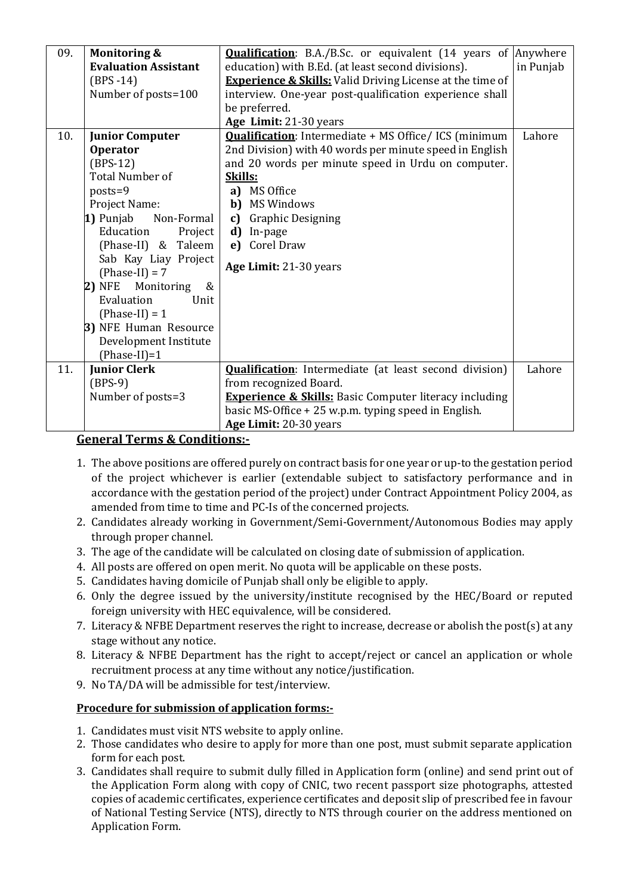| 09. | **Monitoring & Evaluation Assistant** (BPS -14) Number of posts=100 | **Qualification**: B.A./B.Sc. or equivalent (14 years of education) with B.Ed. (at least second divisions). **Experience & Skills:** Valid Driving License at the time of interview. One-year post-qualification experience shall be preferred. **Age Limit:** 21-30 years | Anywhere in Punjab |
|---|---|---|---|
| 10. | **Junior Computer Operator** (BPS-12) Total Number of posts=9 Project Name: **1)** Punjab Non-Formal Education Project (Phase-II) & Taleem Sab Kay Liay Project (Phase-II) = 7 **2)** NFE Monitoring & Evaluation Unit (Phase-II) = 1 **3)** NFE Human Resource Development Institute (Phase-II)=1 | **Qualification**: Intermediate + MS Office/ ICS (minimum 2nd Division) with 40 words per minute speed in English and 20 words per minute speed in Urdu on computer. **Skills:** **a)** MS Office **b)** MS Windows **c)** Graphic Designing **d)** In-page **e)** Corel Draw **Age Limit:** 21-30 years | Lahore |
| 11. | **Junior Clerk** (BPS-9) Number of posts=3 | **Qualification**: Intermediate (at least second division) from recognized Board. **Experience & Skills:** Basic Computer literacy including basic MS-Office + 25 w.p.m. typing speed in English. **Age Limit:** 20-30 years | Lahore |

**General Terms & Conditions:-**

1. The above positions are offered purely on contract basis for one year or up-to the gestation period of the project whichever is earlier (extendable subject to satisfactory performance and in accordance with the gestation period of the project) under Contract Appointment Policy 2004, as amended from time to time and PC-Is of the concerned projects.
2. Candidates already working in Government/Semi-Government/Autonomous Bodies may apply through proper channel.
3. The age of the candidate will be calculated on closing date of submission of application.
4. All posts are offered on open merit. No quota will be applicable on these posts.
5. Candidates having domicile of Punjab shall only be eligible to apply.
6. Only the degree issued by the university/institute recognised by the HEC/Board or reputed foreign university with HEC equivalence, will be considered.
7. Literacy & NFBE Department reserves the right to increase, decrease or abolish the post(s) at any stage without any notice.
8. Literacy & NFBE Department has the right to accept/reject or cancel an application or whole recruitment process at any time without any notice/justification.
9. No TA/DA will be admissible for test/interview.

**Procedure for submission of application forms:-**

1. Candidates must visit NTS website to apply online.
2. Those candidates who desire to apply for more than one post, must submit separate application form for each post.
3. Candidates shall require to submit dully filled in Application form (online) and send print out of the Application Form along with copy of CNIC, two recent passport size photographs, attested copies of academic certificates, experience certificates and deposit slip of prescribed fee in favour of National Testing Service (NTS), directly to NTS through courier on the address mentioned on Application Form.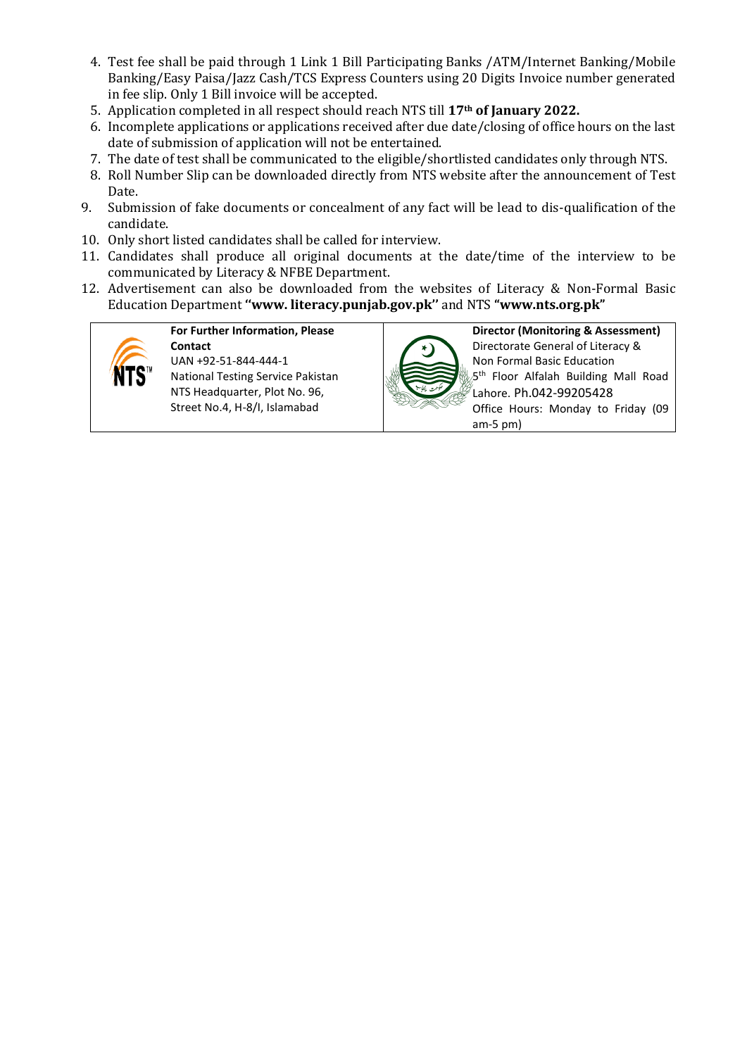4. Test fee shall be paid through 1 Link 1 Bill Participating Banks /ATM/Internet Banking/Mobile Banking/Easy Paisa/Jazz Cash/TCS Express Counters using 20 Digits Invoice number generated in fee slip. Only 1 Bill invoice will be accepted.
5. Application completed in all respect should reach NTS till **17th of January 2022.**
6. Incomplete applications or applications received after due date/closing of office hours on the last date of submission of application will not be entertained.
7. The date of test shall be communicated to the eligible/shortlisted candidates only through NTS.
8. Roll Number Slip can be downloaded directly from NTS website after the announcement of Test Date.
9. Submission of fake documents or concealment of any fact will be lead to dis-qualification of the candidate.
10. Only short listed candidates shall be called for interview.
11. Candidates shall produce all original documents at the date/time of the interview to be communicated by Literacy & NFBE Department.
12. Advertisement can also be downloaded from the websites of Literacy & Non-Formal Basic Education Department **"www. literacy.punjab.gov.pk"** and NTS **"www.nts.org.pk"**

| | |
|---|---|
| **For Further Information, Please Contact**<br>UAN +92-51-844-444-1<br>National Testing Service Pakistan<br>NTS Headquarter, Plot No. 96, Street No.4, H-8/I, Islamabad | **Director (Monitoring & Assessment)**<br>Directorate General of Literacy & Non Formal Basic Education<br>5th Floor Alfalah Building Mall Road Lahore. Ph.042-99205428<br>Office Hours: Monday to Friday (09 am-5 pm) |